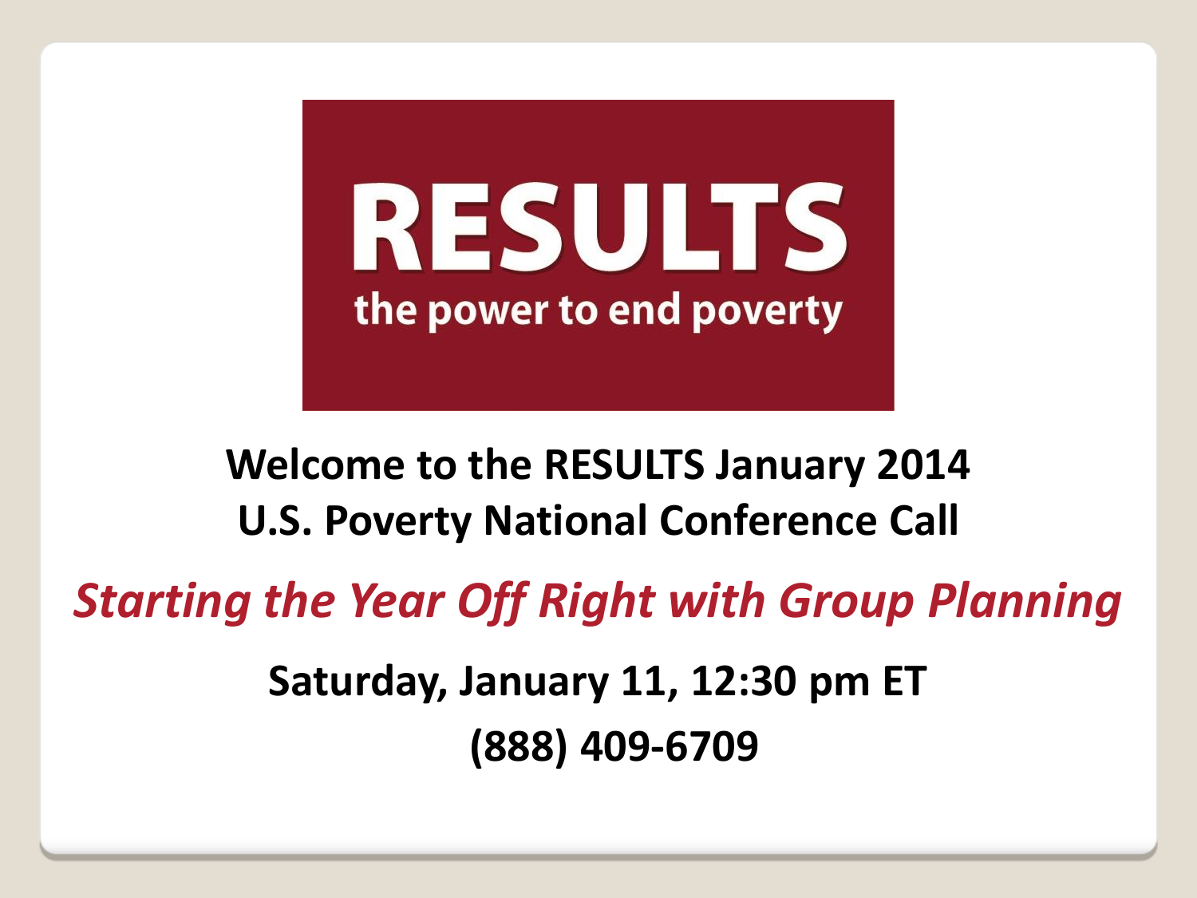# RESULTS

the power to end poverty

**Welcome to the RESULTS January 2014 U.S. Poverty National Conference Call**

***Starting the Year Off Right with Group Planning***

**Saturday, January 11, 12:30 pm ET**

**(888) 409-6709**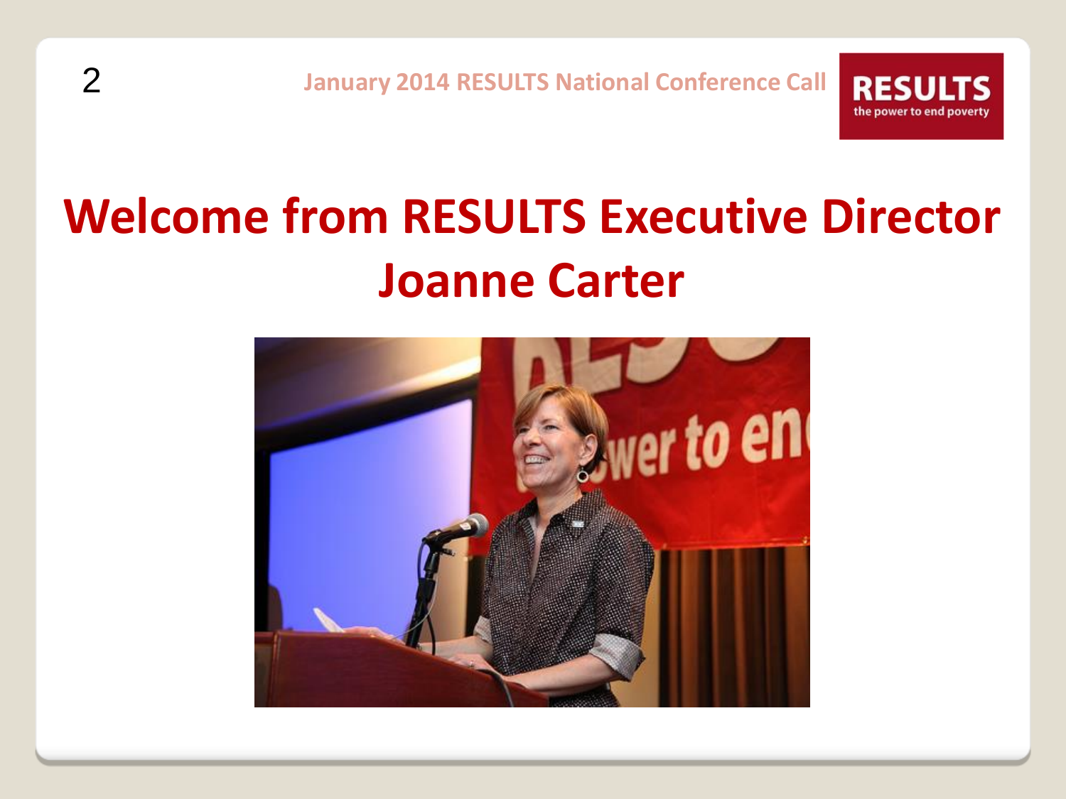# Welcome from RESULTS Executive Director Joanne Carter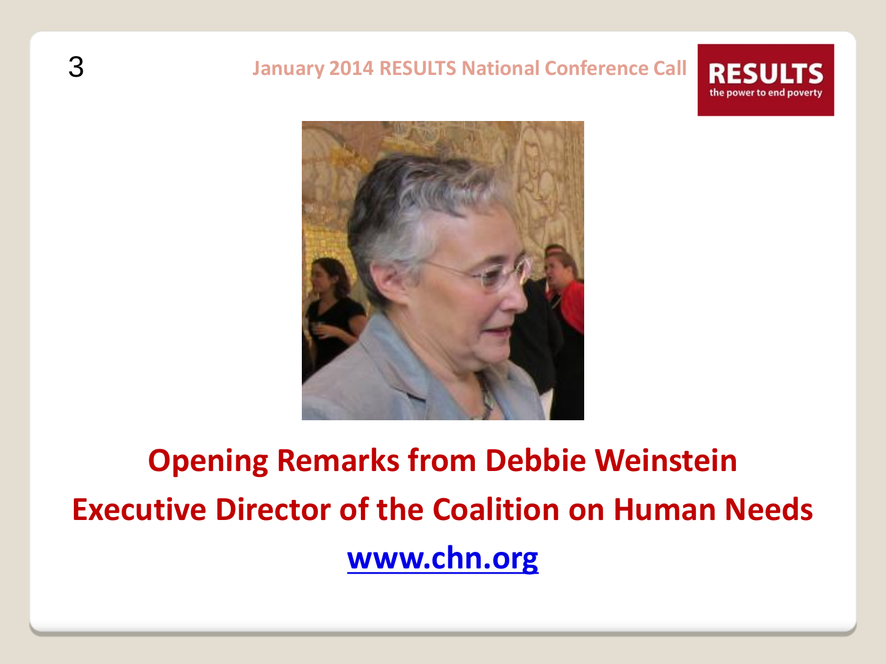**Opening Remarks from Debbie Weinstein**

**Executive Director of the Coalition on Human Needs**

**[www.chn.org](http://www.chn.org)**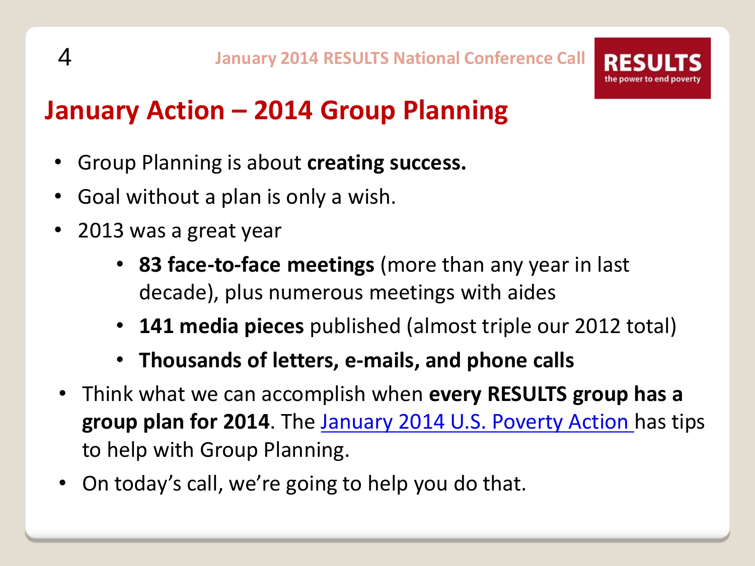# January Action – 2014 Group Planning

- Group Planning is about **creating success.**
- Goal without a plan is only a wish.
- 2013 was a great year
  - **83 face-to-face meetings** (more than any year in last decade), plus numerous meetings with aides
  - **141 media pieces** published (almost triple our 2012 total)
  - **Thousands of letters, e-mails, and phone calls**
- Think what we can accomplish when **every RESULTS group has a group plan for 2014**. The January 2014 U.S. Poverty Action has tips to help with Group Planning.
- On today's call, we're going to help you do that.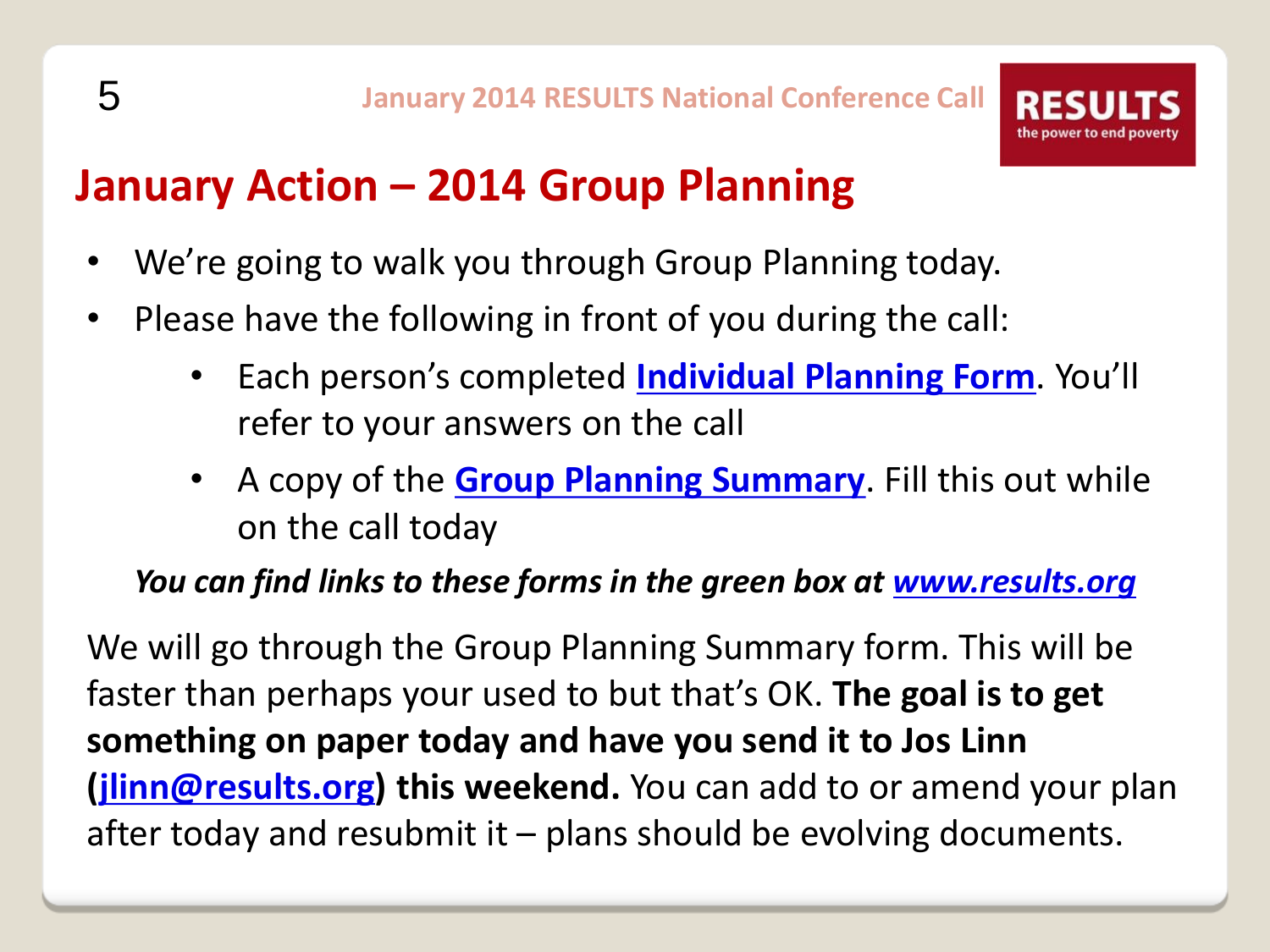# January Action – 2014 Group Planning

- We're going to walk you through Group Planning today.
- Please have the following in front of you during the call:
  - Each person's completed **Individual Planning Form**. You'll refer to your answers on the call
  - A copy of the **Group Planning Summary**. Fill this out while on the call today

***You can find links to these forms in the green box at www.results.org***

We will go through the Group Planning Summary form. This will be faster than perhaps your used to but that's OK. **The goal is to get something on paper today and have you send it to Jos Linn (jlinn@results.org) this weekend.** You can add to or amend your plan after today and resubmit it – plans should be evolving documents.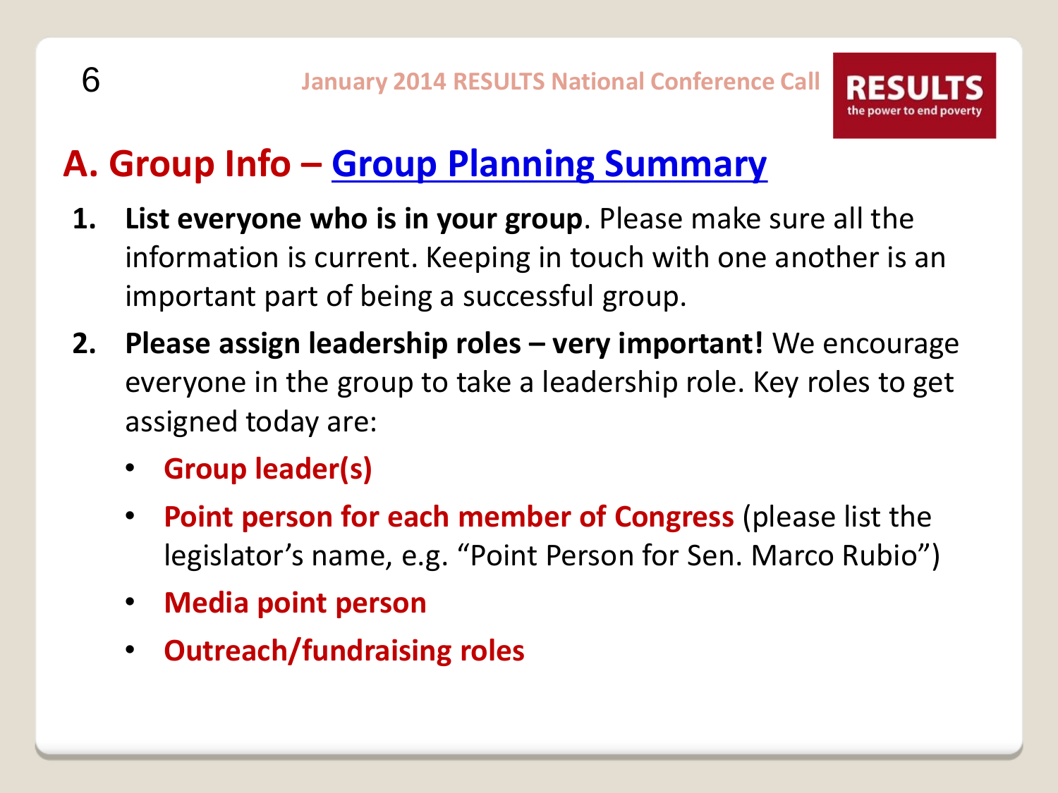## A. Group Info – Group Planning Summary

1. **List everyone who is in your group**. Please make sure all the information is current. Keeping in touch with one another is an important part of being a successful group.
2. **Please assign leadership roles – very important!** We encourage everyone in the group to take a leadership role. Key roles to get assigned today are:
   - **Group leader(s)**
   - **Point person for each member of Congress** (please list the legislator's name, e.g. "Point Person for Sen. Marco Rubio")
   - **Media point person**
   - **Outreach/fundraising roles**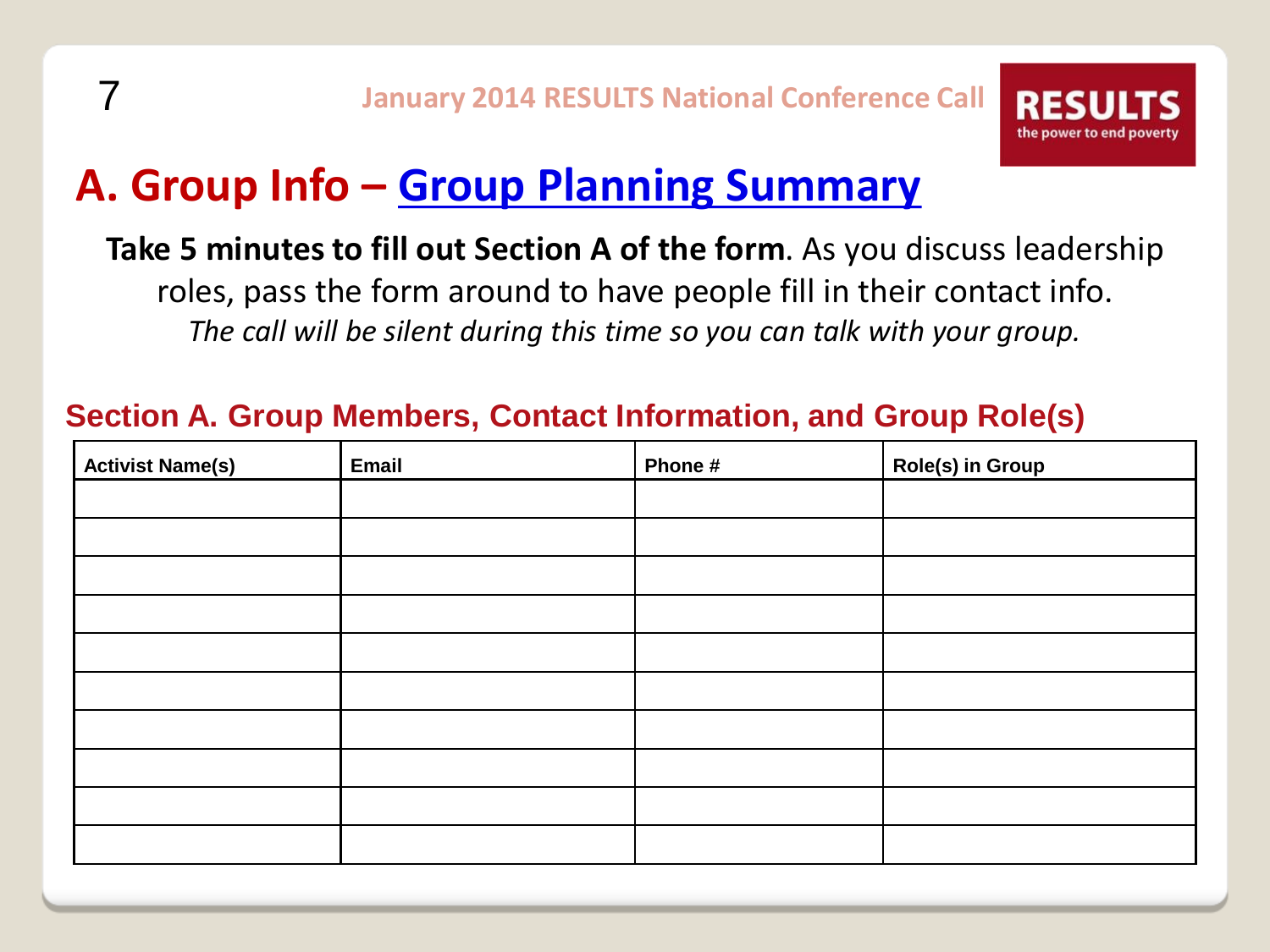# A. Group Info – Group Planning Summary

**Take 5 minutes to fill out Section A of the form**. As you discuss leadership roles, pass the form around to have people fill in their contact info.
*The call will be silent during this time so you can talk with your group.*

## Section A. Group Members, Contact Information, and Group Role(s)

| Activist Name(s) | Email | Phone # | Role(s) in Group |
|---|---|---|---|
| | | | |
| | | | |
| | | | |
| | | | |
| | | | |
| | | | |
| | | | |
| | | | |
| | | | |
| | | | |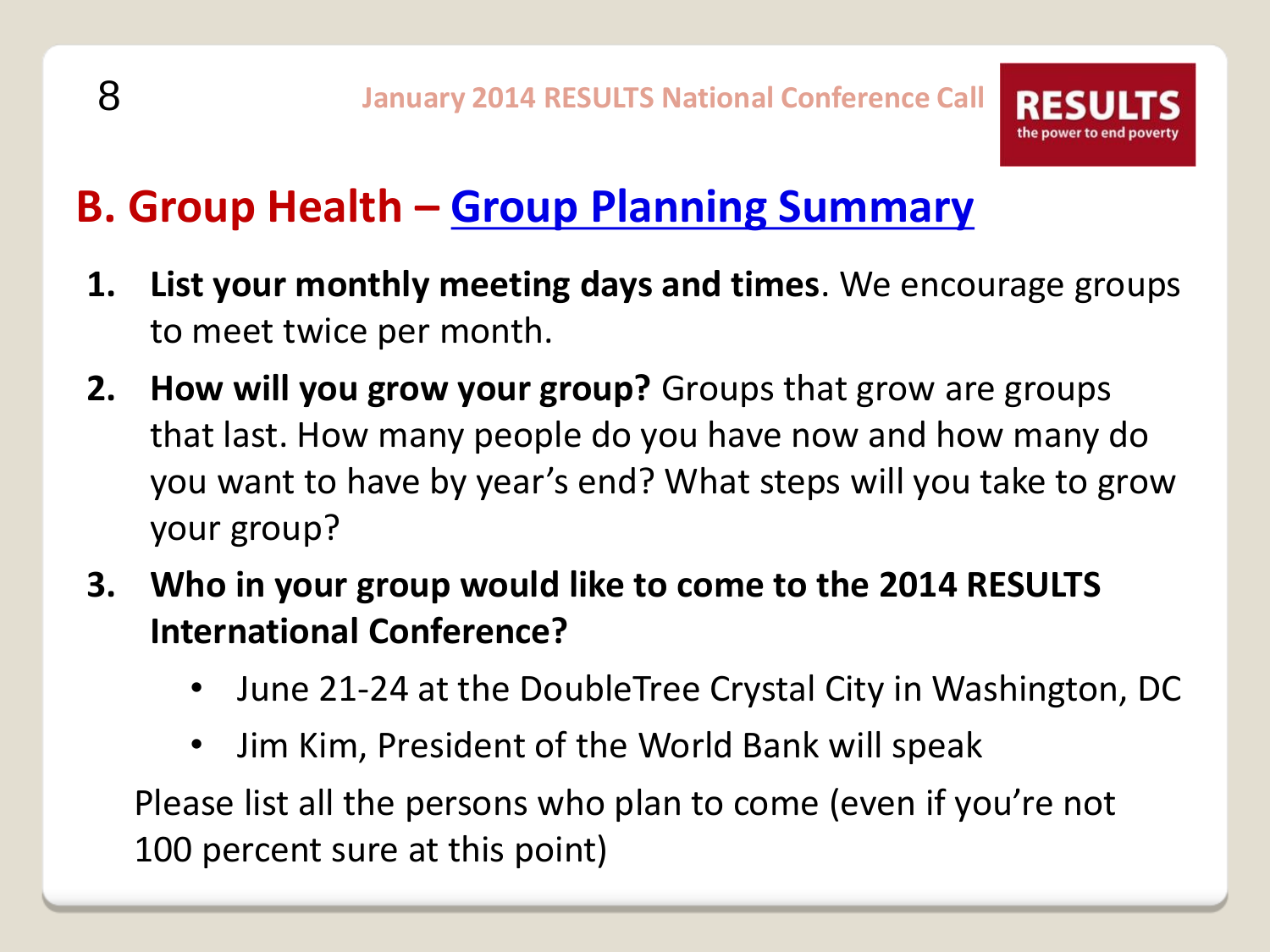## B. Group Health – Group Planning Summary

1. **List your monthly meeting days and times**. We encourage groups to meet twice per month.
2. **How will you grow your group?** Groups that grow are groups that last. How many people do you have now and how many do you want to have by year's end? What steps will you take to grow your group?
3. **Who in your group would like to come to the 2014 RESULTS International Conference?**
   - June 21-24 at the DoubleTree Crystal City in Washington, DC
   - Jim Kim, President of the World Bank will speak

   Please list all the persons who plan to come (even if you're not 100 percent sure at this point)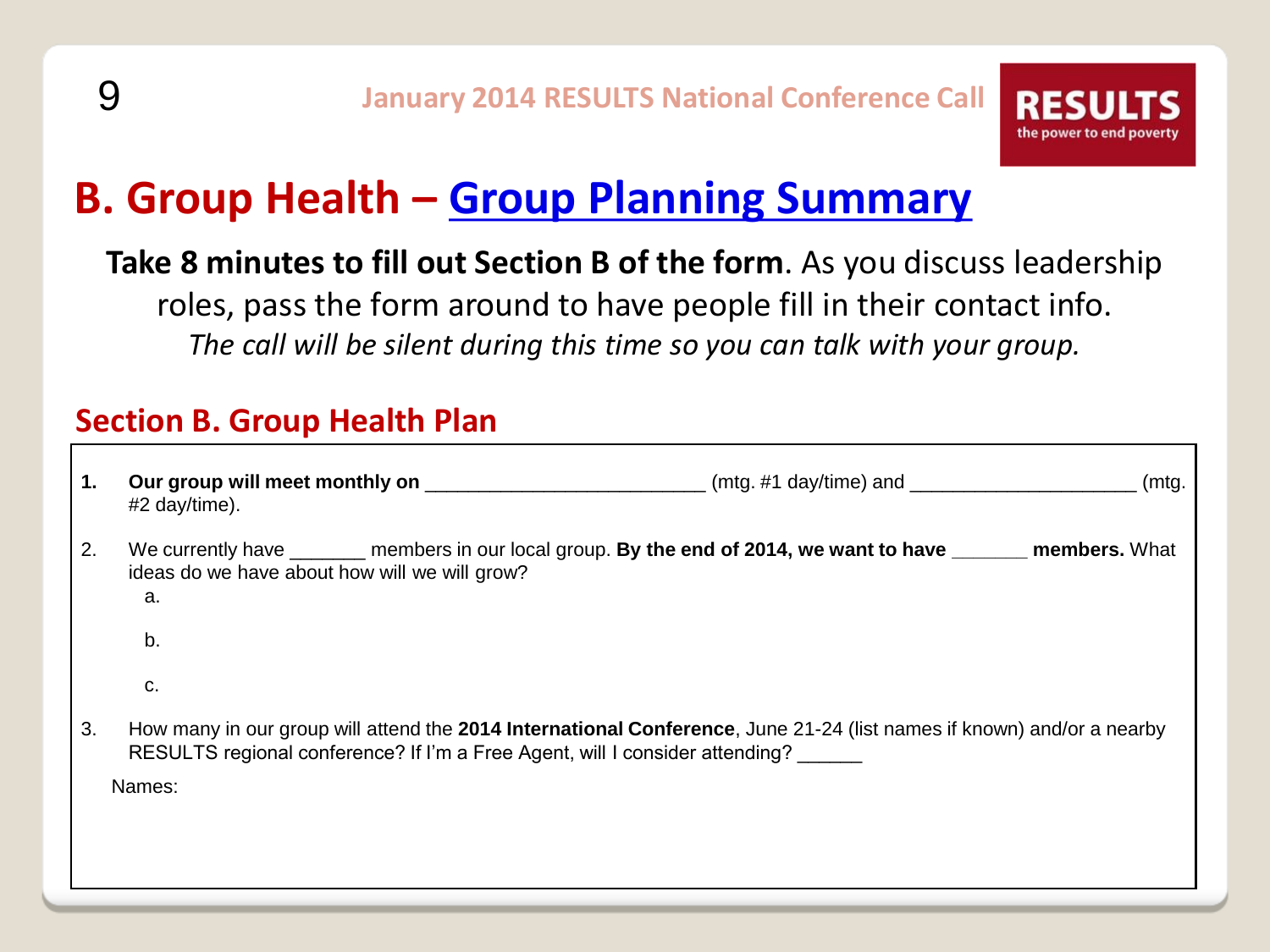# B. Group Health – Group Planning Summary

**Take 8 minutes to fill out Section B of the form**. As you discuss leadership roles, pass the form around to have people fill in their contact info.
*The call will be silent during this time so you can talk with your group.*

## Section B. Group Health Plan

1. **Our group will meet monthly on** _________________________ (mtg. #1 day/time) and ____________________ (mtg. #2 day/time).

2. We currently have _______ members in our local group. **By the end of 2014, we want to have _______ members.** What ideas do we have about how will we will grow?
   a.

   b.

   c.

3. How many in our group will attend the **2014 International Conference**, June 21-24 (list names if known) and/or a nearby RESULTS regional conference? If I'm a Free Agent, will I consider attending? ______

   Names: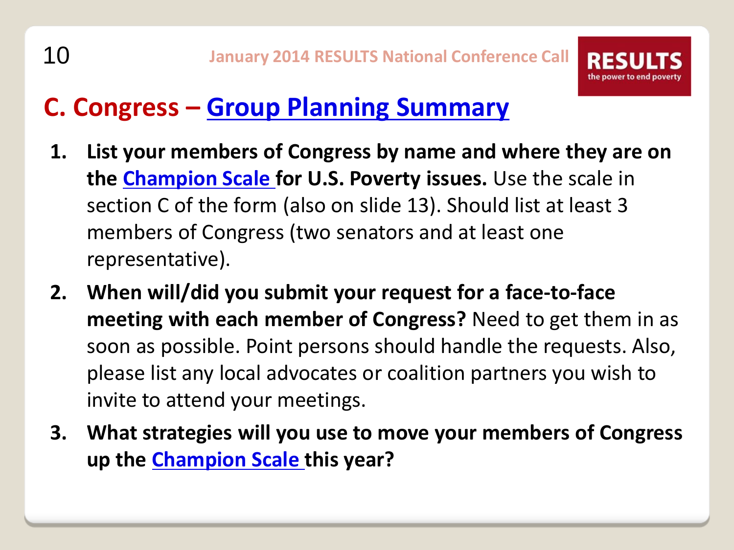## C. Congress – Group Planning Summary

1. **List your members of Congress by name and where they are on the Champion Scale for U.S. Poverty issues.** Use the scale in section C of the form (also on slide 13). Should list at least 3 members of Congress (two senators and at least one representative).
2. **When will/did you submit your request for a face-to-face meeting with each member of Congress?** Need to get them in as soon as possible. Point persons should handle the requests. Also, please list any local advocates or coalition partners you wish to invite to attend your meetings.
3. **What strategies will you use to move your members of Congress up the Champion Scale this year?**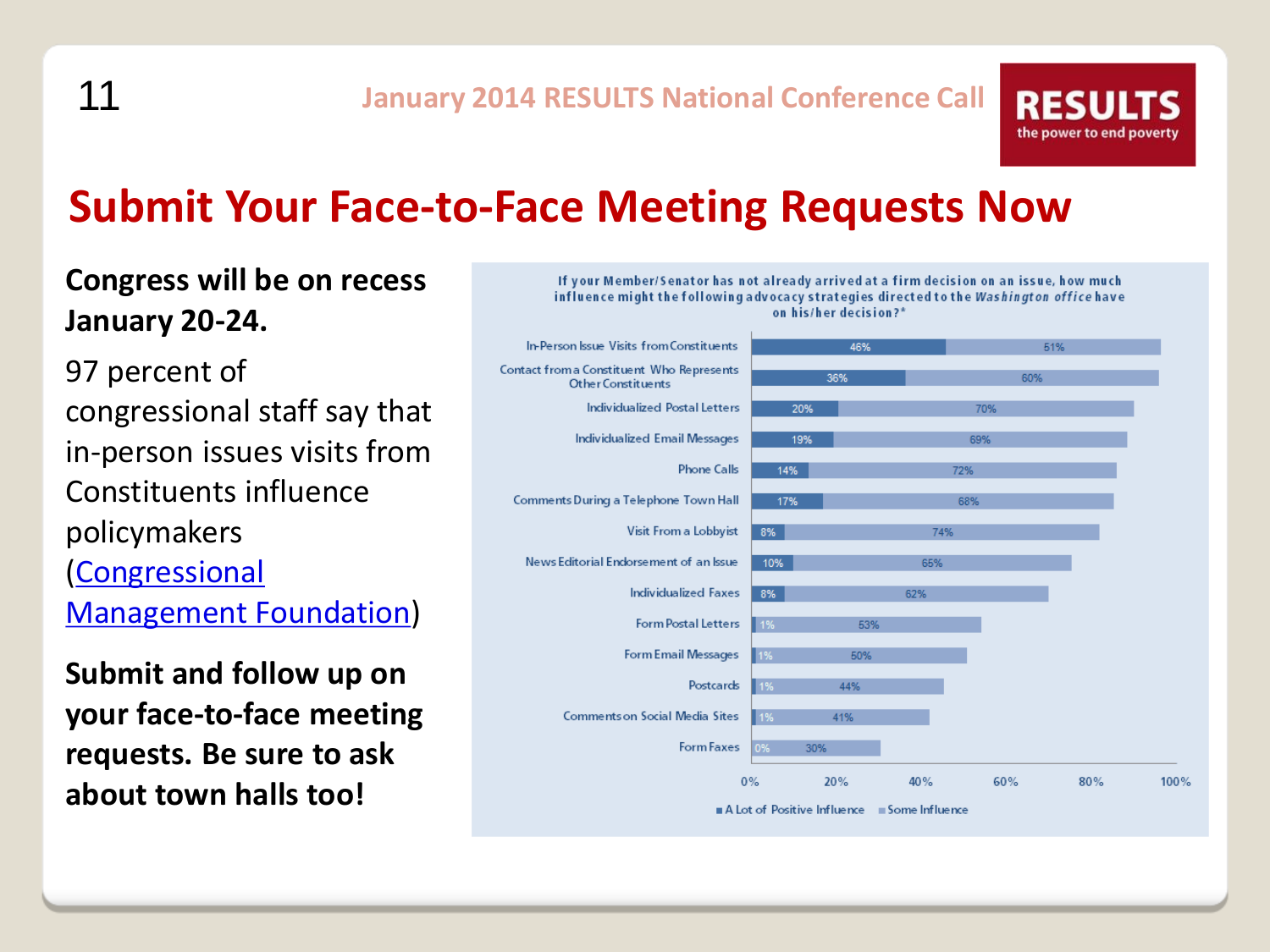# Submit Your Face-to-Face Meeting Requests Now

**Congress will be on recess January 20-24.**

97 percent of congressional staff say that in-person issues visits from Constituents influence policymakers ([Congressional Management Foundation](#))

**Submit and follow up on your face-to-face meeting requests. Be sure to ask about town halls too!**

If your Member/Senator has not already arrived at a firm decision on an issue, how much influence might the following advocacy strategies directed to the *Washington office* have on his/her decision?*

| Strategy | A Lot of Positive Influence | Some Influence |
| --- | --- | --- |
| In-Person Issue Visits from Constituents | 46% | 51% |
| Contact from a Constituent Who Represents Other Constituents | 36% | 60% |
| Individualized Postal Letters | 20% | 70% |
| Individualized Email Messages | 19% | 69% |
| Phone Calls | 14% | 72% |
| Comments During a Telephone Town Hall | 17% | 68% |
| Visit From a Lobbyist | 8% | 74% |
| News Editorial Endorsement of an Issue | 10% | 65% |
| Individualized Faxes | 8% | 62% |
| Form Postal Letters | 1% | 53% |
| Form Email Messages | 1% | 50% |
| Postcards | 1% | 44% |
| Comments on Social Media Sites | 1% | 41% |
| Form Faxes | 0% | 30% |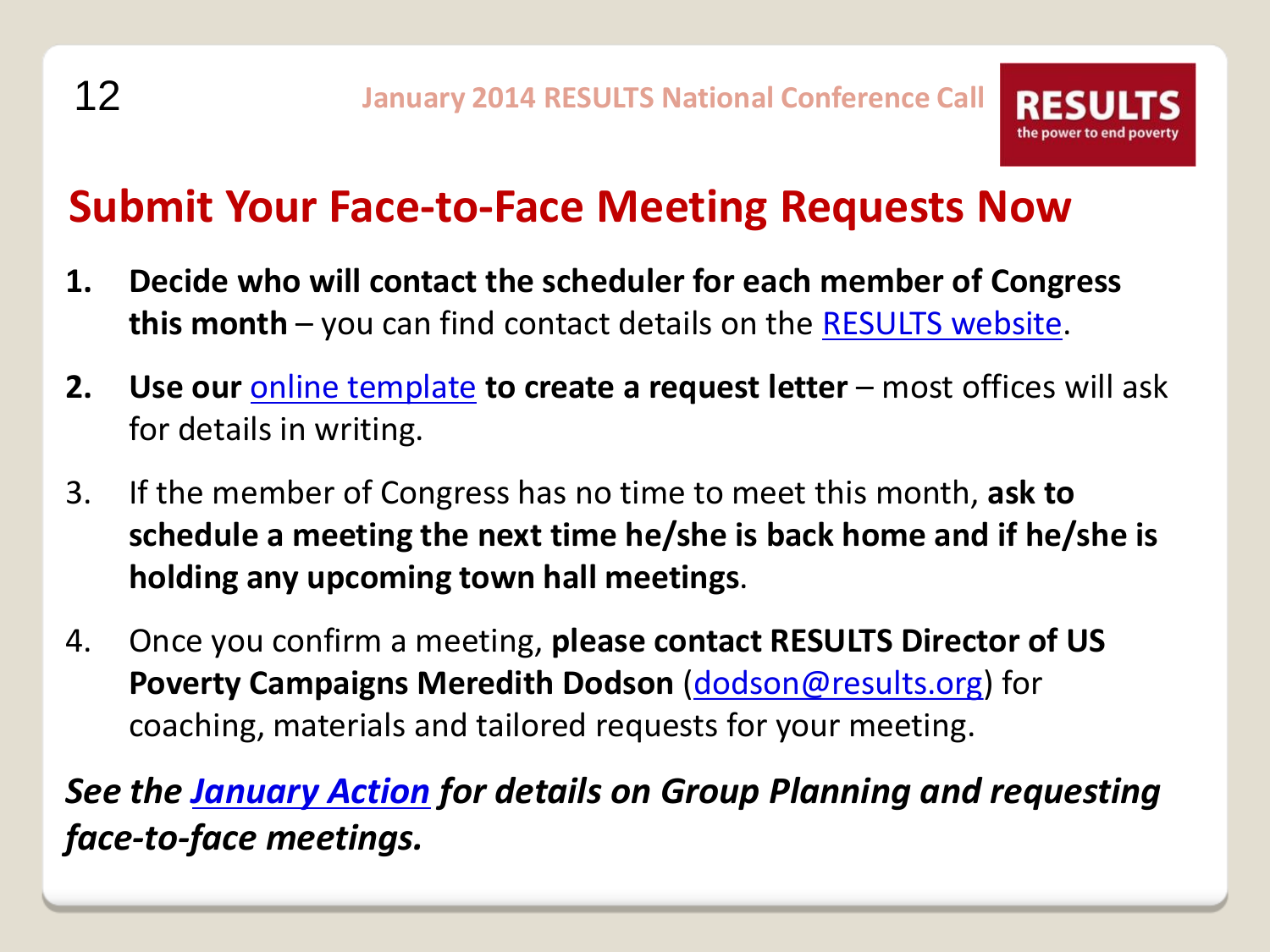# Submit Your Face-to-Face Meeting Requests Now

1. **Decide who will contact the scheduler for each member of Congress this month** – you can find contact details on the RESULTS website.
2. **Use our online template to create a request letter** – most offices will ask for details in writing.
3. If the member of Congress has no time to meet this month, **ask to schedule a meeting the next time he/she is back home and if he/she is holding any upcoming town hall meetings**.
4. Once you confirm a meeting, **please contact RESULTS Director of US Poverty Campaigns Meredith Dodson** (dodson@results.org) for coaching, materials and tailored requests for your meeting.

***See the January Action for details on Group Planning and requesting face-to-face meetings.***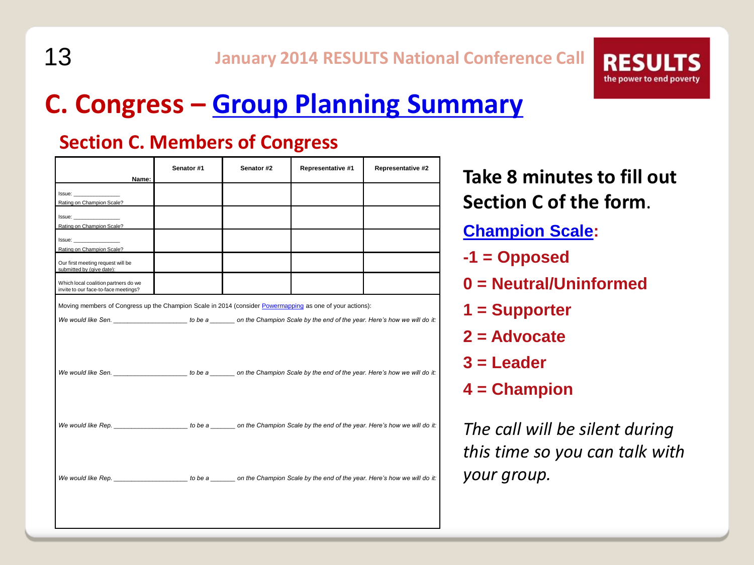# C. Congress – Group Planning Summary

## Section C. Members of Congress

| Name: | Senator #1 | Senator #2 | Representative #1 | Representative #2 |
| --- | --- | --- | --- | --- |
| Issue: _______________ Rating on Champion Scale? | | | | |
| Issue: _______________ Rating on Champion Scale? | | | | |
| Issue: _______________ Rating on Champion Scale? | | | | |
| Our first meeting request will be submitted by (give date): | | | | |
| Which local coalition partners do we invite to our face-to-face meetings? | | | | |

Moving members of Congress up the Champion Scale in 2014 (consider Powermapping as one of your actions):

*We would like Sen. ____________________ to be a _______ on the Champion Scale by the end of the year. Here's how we will do it:*

*We would like Sen. ____________________ to be a _______ on the Champion Scale by the end of the year. Here's how we will do it:*

*We would like Rep. ____________________ to be a _______ on the Champion Scale by the end of the year. Here's how we will do it:*

*We would like Rep. ____________________ to be a _______ on the Champion Scale by the end of the year. Here's how we will do it:*

**Take 8 minutes to fill out Section C of the form.**

**Champion Scale:**

- **-1 = Opposed**
- **0 = Neutral/Uninformed**
- **1 = Supporter**
- **2 = Advocate**
- **3 = Leader**
- **4 = Champion**

*The call will be silent during this time so you can talk with your group.*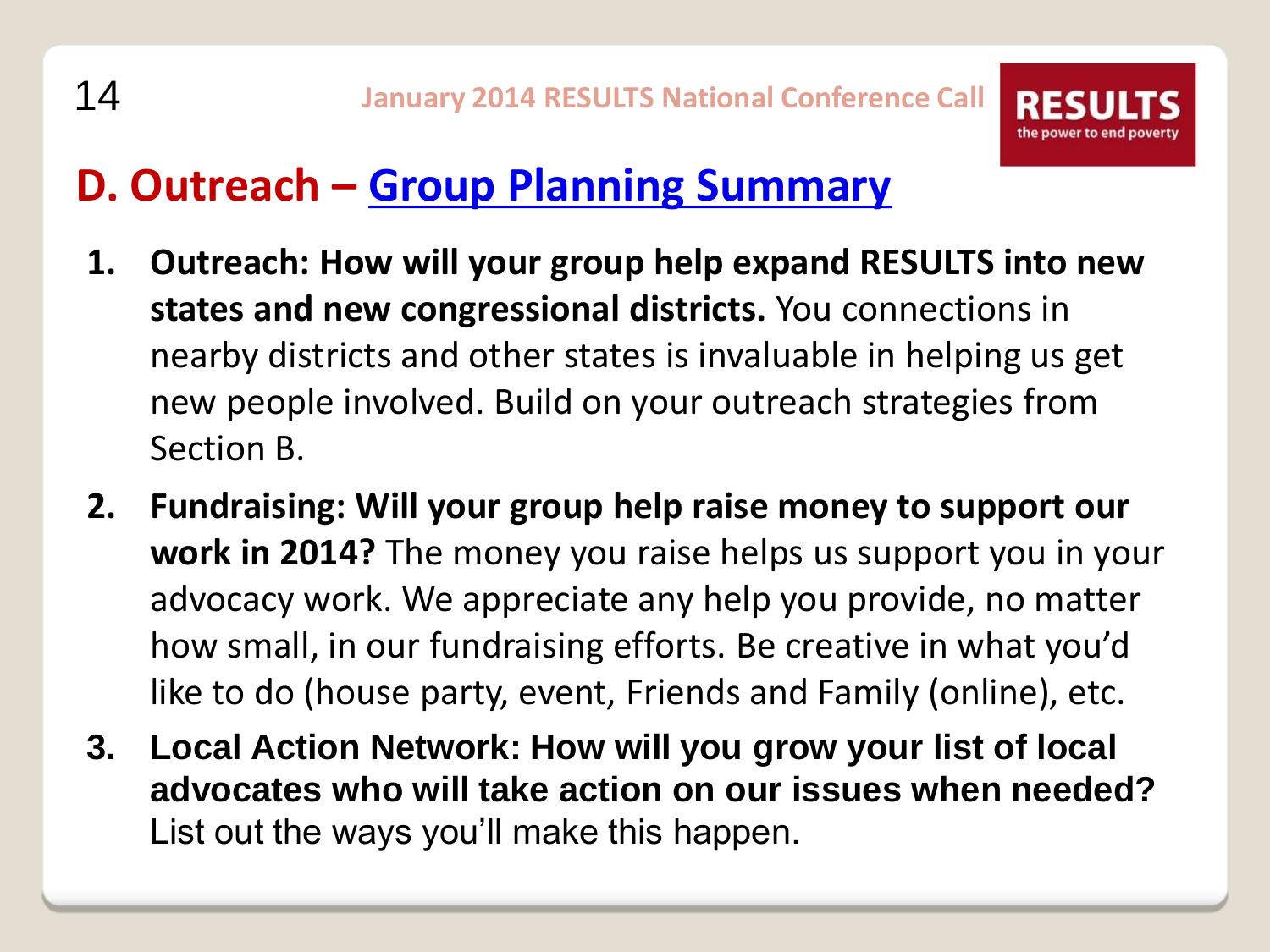## D. Outreach – Group Planning Summary

1. **Outreach: How will your group help expand RESULTS into new states and new congressional districts.** You connections in nearby districts and other states is invaluable in helping us get new people involved. Build on your outreach strategies from Section B.
2. **Fundraising: Will your group help raise money to support our work in 2014?** The money you raise helps us support you in your advocacy work. We appreciate any help you provide, no matter how small, in our fundraising efforts. Be creative in what you'd like to do (house party, event, Friends and Family (online), etc.
3. **Local Action Network: How will you grow your list of local advocates who will take action on our issues when needed?** List out the ways you'll make this happen.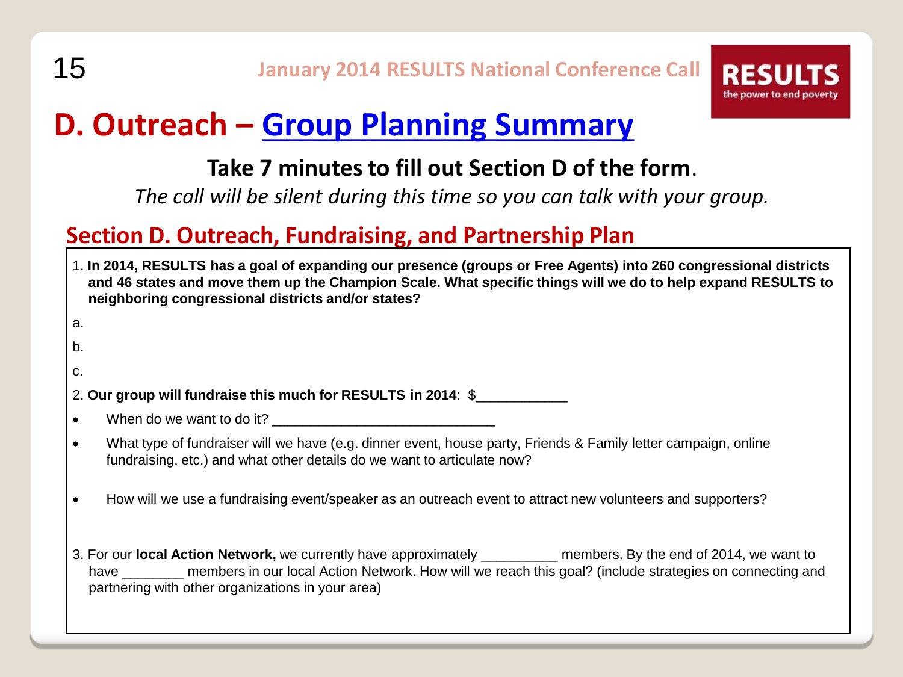# D. Outreach – Group Planning Summary

**Take 7 minutes to fill out Section D of the form.**

*The call will be silent during this time so you can talk with your group.*

## Section D. Outreach, Fundraising, and Partnership Plan

1. **In 2014, RESULTS has a goal of expanding our presence (groups or Free Agents) into 260 congressional districts and 46 states and move them up the Champion Scale. What specific things will we do to help expand RESULTS to neighboring congressional districts and/or states?**

a.

b.

c.

2. **Our group will fundraise this much for RESULTS in 2014**: $____________

- When do we want to do it? ______________________________
- What type of fundraiser will we have (e.g. dinner event, house party, Friends & Family letter campaign, online fundraising, etc.) and what other details do we want to articulate now?
- How will we use a fundraising event/speaker as an outreach event to attract new volunteers and supporters?

3. For our **local Action Network,** we currently have approximately __________ members. By the end of 2014, we want to have ________ members in our local Action Network. How will we reach this goal? (include strategies on connecting and partnering with other organizations in your area)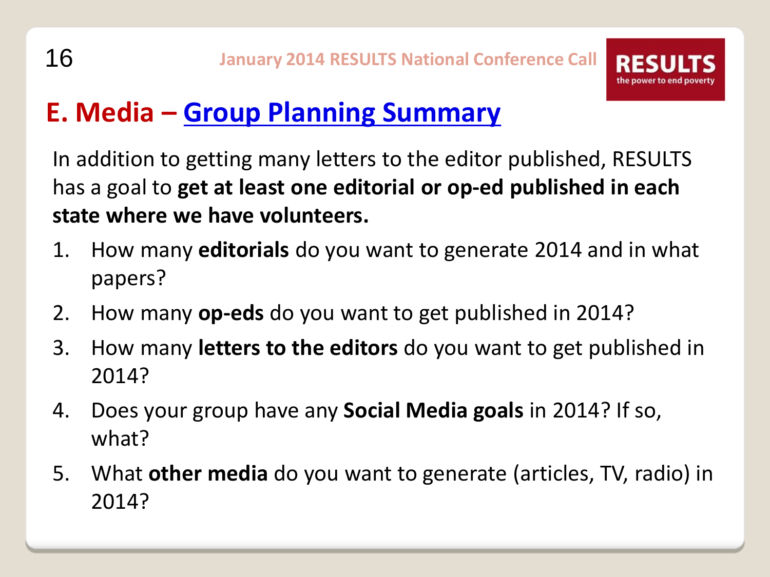## E. Media – Group Planning Summary

In addition to getting many letters to the editor published, RESULTS has a goal to **get at least one editorial or op-ed published in each state where we have volunteers.**

1. How many **editorials** do you want to generate 2014 and in what papers?
2. How many **op-eds** do you want to get published in 2014?
3. How many **letters to the editors** do you want to get published in 2014?
4. Does your group have any **Social Media goals** in 2014? If so, what?
5. What **other media** do you want to generate (articles, TV, radio) in 2014?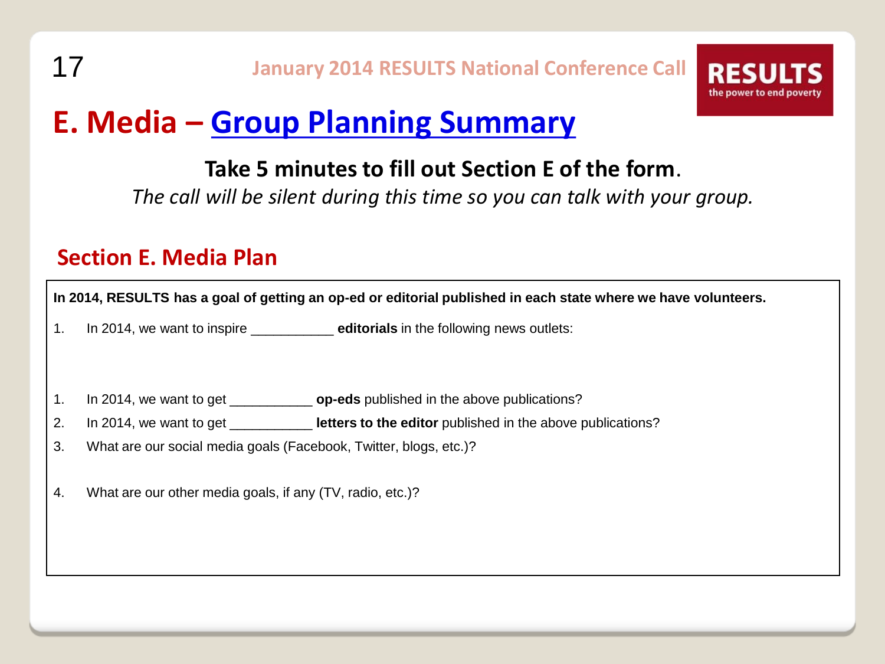# E. Media – Group Planning Summary

**Take 5 minutes to fill out Section E of the form.**

*The call will be silent during this time so you can talk with your group.*

## Section E. Media Plan

**In 2014, RESULTS has a goal of getting an op-ed or editorial published in each state where we have volunteers.**

1. In 2014, we want to inspire ___________ **editorials** in the following news outlets:

1. In 2014, we want to get ___________ **op-eds** published in the above publications?
2. In 2014, we want to get ___________ **letters to the editor** published in the above publications?
3. What are our social media goals (Facebook, Twitter, blogs, etc.)?
4. What are our other media goals, if any (TV, radio, etc.)?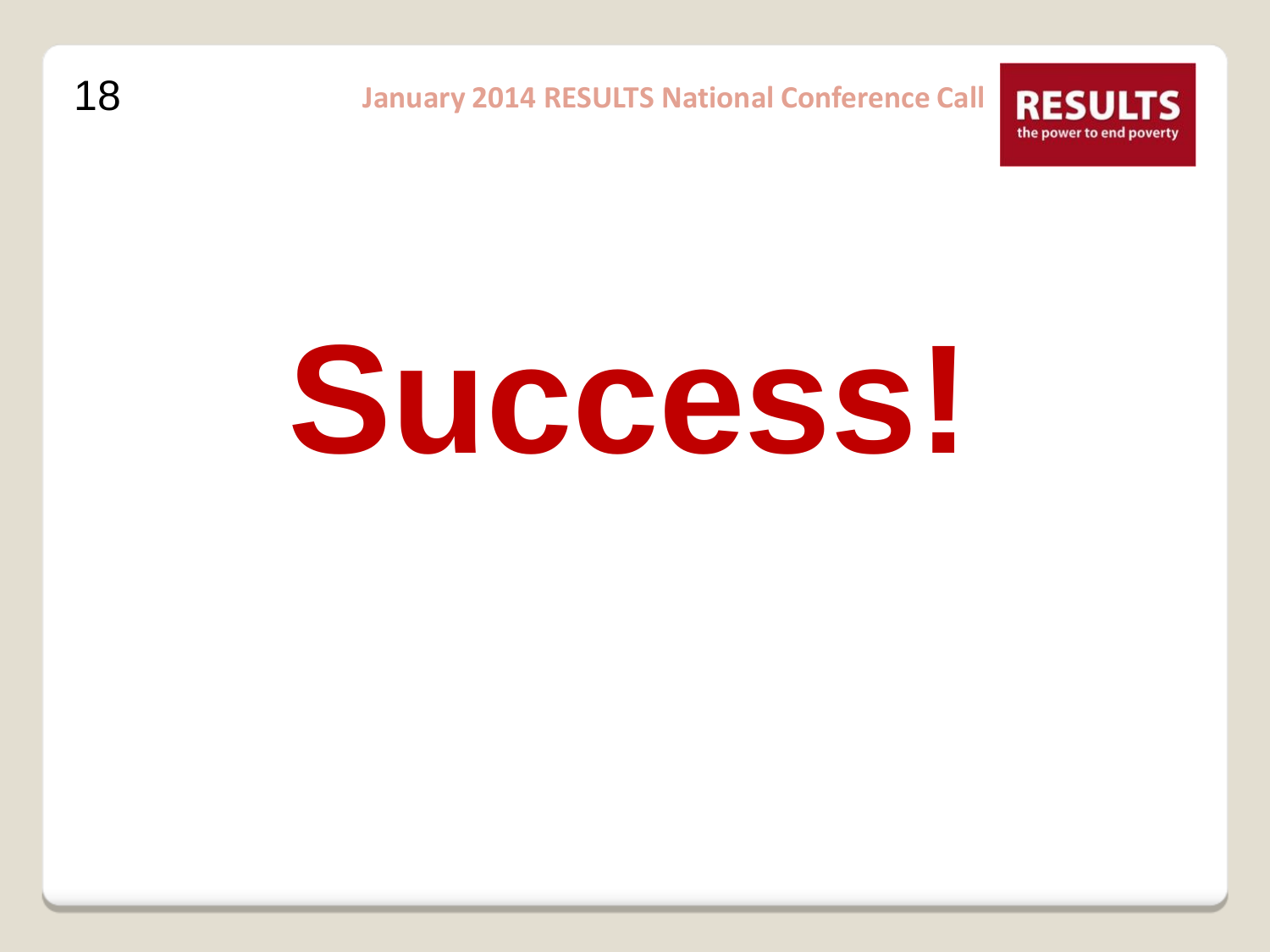# Success!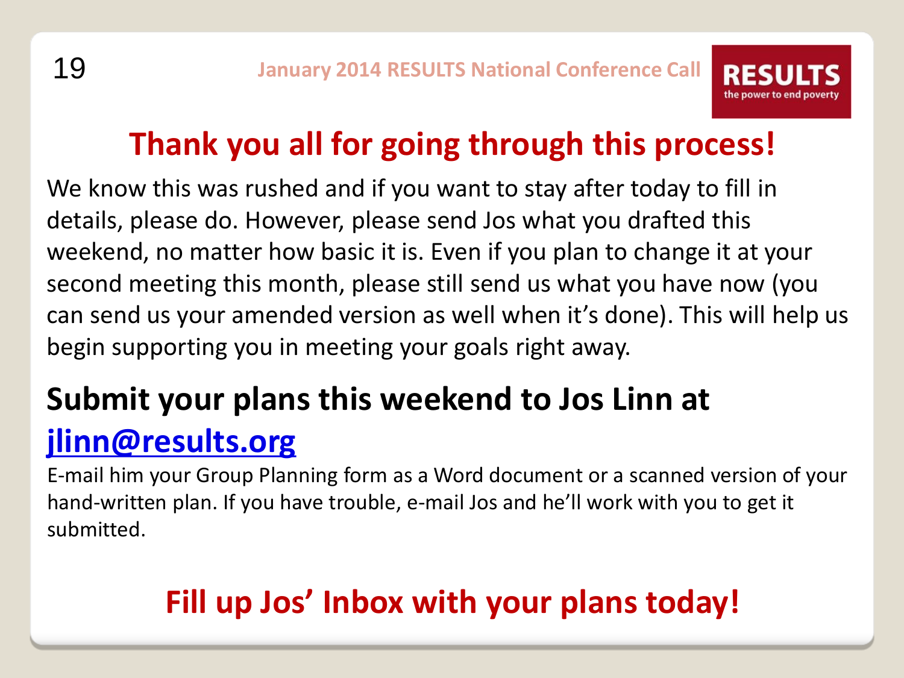# Thank you all for going through this process!

We know this was rushed and if you want to stay after today to fill in details, please do. However, please send Jos what you drafted this weekend, no matter how basic it is. Even if you plan to change it at your second meeting this month, please still send us what you have now (you can send us your amended version as well when it's done). This will help us begin supporting you in meeting your goals right away.

## Submit your plans this weekend to Jos Linn at jlinn@results.org

E-mail him your Group Planning form as a Word document or a scanned version of your hand-written plan. If you have trouble, e-mail Jos and he'll work with you to get it submitted.

## Fill up Jos' Inbox with your plans today!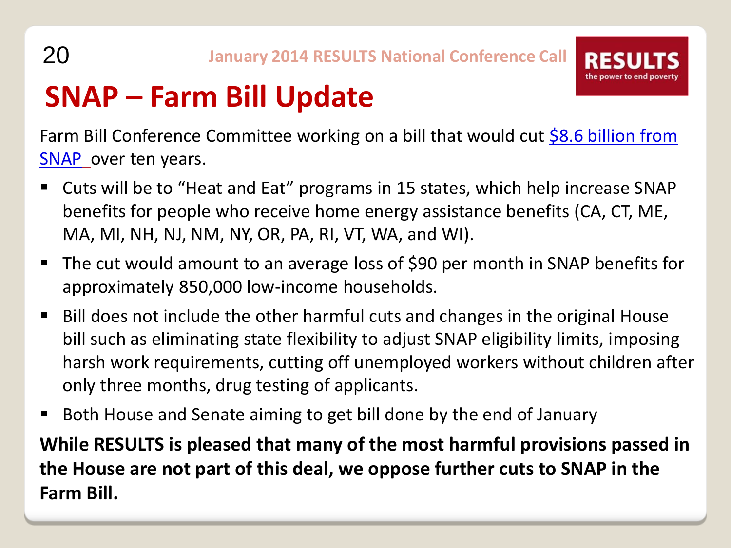# SNAP – Farm Bill Update

Farm Bill Conference Committee working on a bill that would cut $8.6 billion from SNAP over ten years.

- Cuts will be to "Heat and Eat" programs in 15 states, which help increase SNAP benefits for people who receive home energy assistance benefits (CA, CT, ME, MA, MI, NH, NJ, NM, NY, OR, PA, RI, VT, WA, and WI).
- The cut would amount to an average loss of $90 per month in SNAP benefits for approximately 850,000 low-income households.
- Bill does not include the other harmful cuts and changes in the original House bill such as eliminating state flexibility to adjust SNAP eligibility limits, imposing harsh work requirements, cutting off unemployed workers without children after only three months, drug testing of applicants.
- Both House and Senate aiming to get bill done by the end of January

**While RESULTS is pleased that many of the most harmful provisions passed in the House are not part of this deal, we oppose further cuts to SNAP in the Farm Bill.**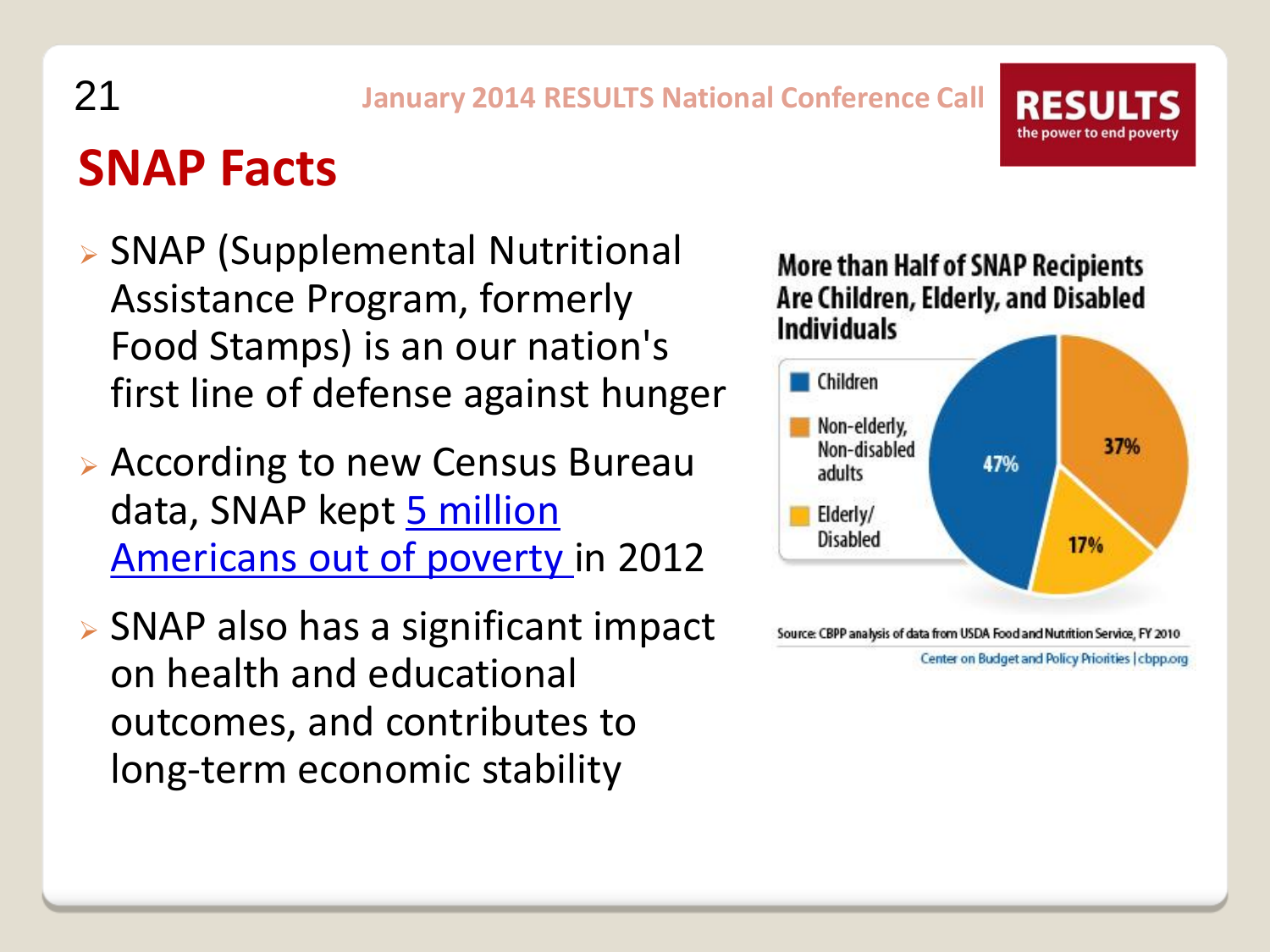# SNAP Facts

- SNAP (Supplemental Nutritional Assistance Program, formerly Food Stamps) is an our nation's first line of defense against hunger
- According to new Census Bureau data, SNAP kept 5 million Americans out of poverty in 2012
- SNAP also has a significant impact on health and educational outcomes, and contributes to long-term economic stability

**More than Half of SNAP Recipients Are Children, Elderly, and Disabled Individuals**

| Category | Percentage |
| --- | --- |
| Children | 47% |
| Non-elderly, Non-disabled adults | 37% |
| Elderly/ Disabled | 17% |

Source: CBPP analysis of data from USDA Food and Nutrition Service, FY 2010

Center on Budget and Policy Priorities | cbpp.org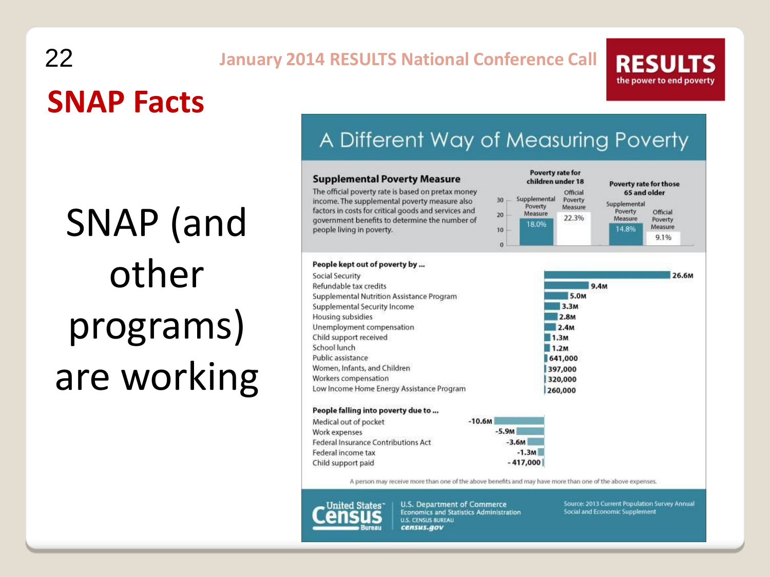# SNAP Facts

SNAP (and other programs) are working

## A Different Way of Measuring Poverty

### Supplemental Poverty Measure

The official poverty rate is based on pretax money income. The supplemental poverty measure also factors in costs for critical goods and services and government benefits to determine the number of people living in poverty.

| | Supplemental Poverty Measure | Official Poverty Measure |
|---|---|---|
| Poverty rate for children under 18 | 18.0% | 22.3% |
| Poverty rate for those 65 and older | 14.8% | 9.1% |

**People kept out of poverty by ...**

| Program | Number |
|---|---|
| Social Security | 26.6M |
| Refundable tax credits | 9.4M |
| Supplemental Nutrition Assistance Program | 5.0M |
| Supplemental Security Income | 3.3M |
| Housing subsidies | 2.8M |
| Unemployment compensation | 2.4M |
| Child support received | 1.3M |
| School lunch | 1.2M |
| Public assistance | 641,000 |
| Women, Infants, and Children | 397,000 |
| Workers compensation | 320,000 |
| Low Income Home Energy Assistance Program | 260,000 |

**People falling into poverty due to ...**

| Expense | Number |
|---|---|
| Medical out of pocket | -10.6M |
| Work expenses | -5.9M |
| Federal Insurance Contributions Act | -3.6M |
| Federal income tax | -1.3M |
| Child support paid | -417,000 |

A person may receive more than one of the above benefits and may have more than one of the above expenses.

United States Census Bureau
U.S. Department of Commerce
Economics and Statistics Administration
U.S. CENSUS BUREAU
census.gov

Source: 2013 Current Population Survey Annual Social and Economic Supplement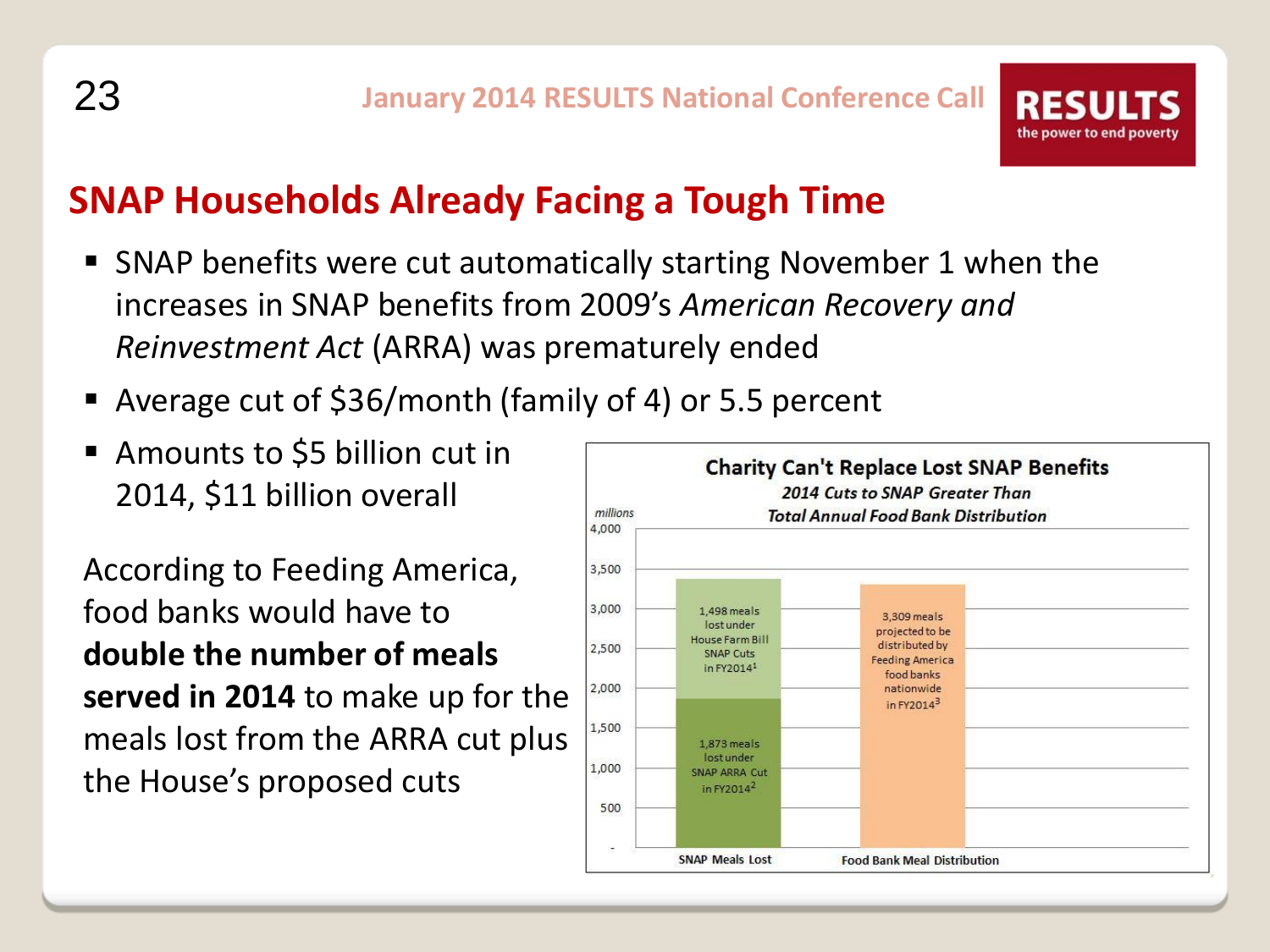## SNAP Households Already Facing a Tough Time

- SNAP benefits were cut automatically starting November 1 when the increases in SNAP benefits from 2009's *American Recovery and Reinvestment Act* (ARRA) was prematurely ended
- Average cut of $36/month (family of 4) or 5.5 percent
- Amounts to $5 billion cut in 2014, $11 billion overall

According to Feeding America, food banks would have to **double the number of meals served in 2014** to make up for the meals lost from the ARRA cut plus the House's proposed cuts

**Charity Can't Replace Lost SNAP Benefits**

*2014 Cuts to SNAP Greater Than Total Annual Food Bank Distribution*

*millions*

| | SNAP Meals Lost | Food Bank Meal Distribution |
|---|---|---|
| 1,498 meals lost under House Farm Bill SNAP Cuts in FY2014[1] | 1,498 | |
| 1,873 meals lost under SNAP ARRA Cut in FY2014[2] | 1,873 | |
| 3,309 meals projected to be distributed by Feeding America food banks nationwide in FY2014[3] | | 3,309 |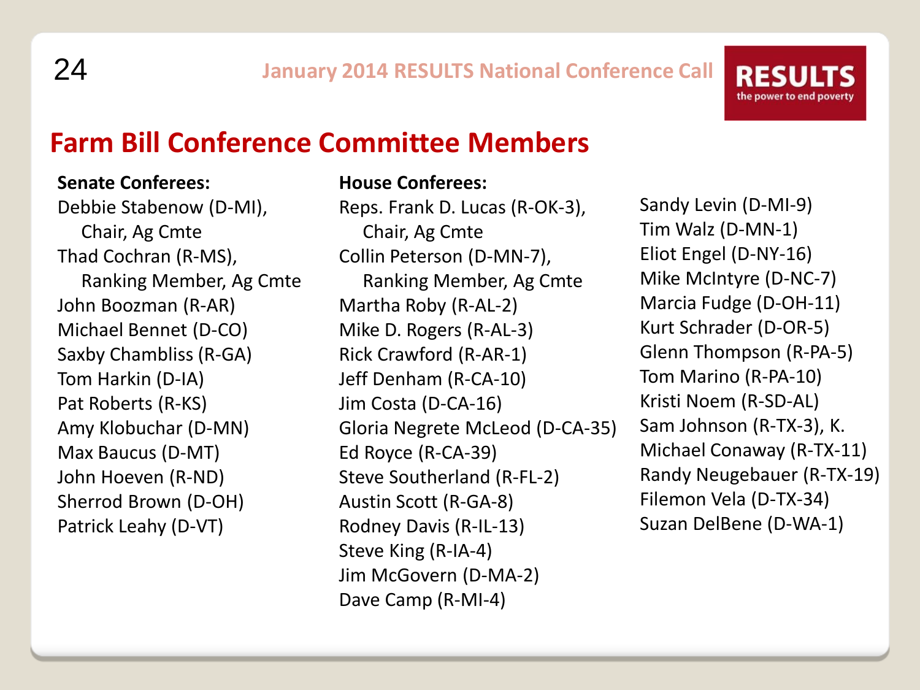## Farm Bill Conference Committee Members

**Senate Conferees:**

Debbie Stabenow (D-MI), Chair, Ag Cmte
Thad Cochran (R-MS), Ranking Member, Ag Cmte
John Boozman (R-AR)
Michael Bennet (D-CO)
Saxby Chambliss (R-GA)
Tom Harkin (D-IA)
Pat Roberts (R-KS)
Amy Klobuchar (D-MN)
Max Baucus (D-MT)
John Hoeven (R-ND)
Sherrod Brown (D-OH)
Patrick Leahy (D-VT)

**House Conferees:**

Reps. Frank D. Lucas (R-OK-3), Chair, Ag Cmte
Collin Peterson (D-MN-7), Ranking Member, Ag Cmte
Martha Roby (R-AL-2)
Mike D. Rogers (R-AL-3)
Rick Crawford (R-AR-1)
Jeff Denham (R-CA-10)
Jim Costa (D-CA-16)
Gloria Negrete McLeod (D-CA-35)
Ed Royce (R-CA-39)
Steve Southerland (R-FL-2)
Austin Scott (R-GA-8)
Rodney Davis (R-IL-13)
Steve King (R-IA-4)
Jim McGovern (D-MA-2)
Dave Camp (R-MI-4)
Sandy Levin (D-MI-9)
Tim Walz (D-MN-1)
Eliot Engel (D-NY-16)
Mike McIntyre (D-NC-7)
Marcia Fudge (D-OH-11)
Kurt Schrader (D-OR-5)
Glenn Thompson (R-PA-5)
Tom Marino (R-PA-10)
Kristi Noem (R-SD-AL)
Sam Johnson (R-TX-3), K.
Michael Conaway (R-TX-11)
Randy Neugebauer (R-TX-19)
Filemon Vela (D-TX-34)
Suzan DelBene (D-WA-1)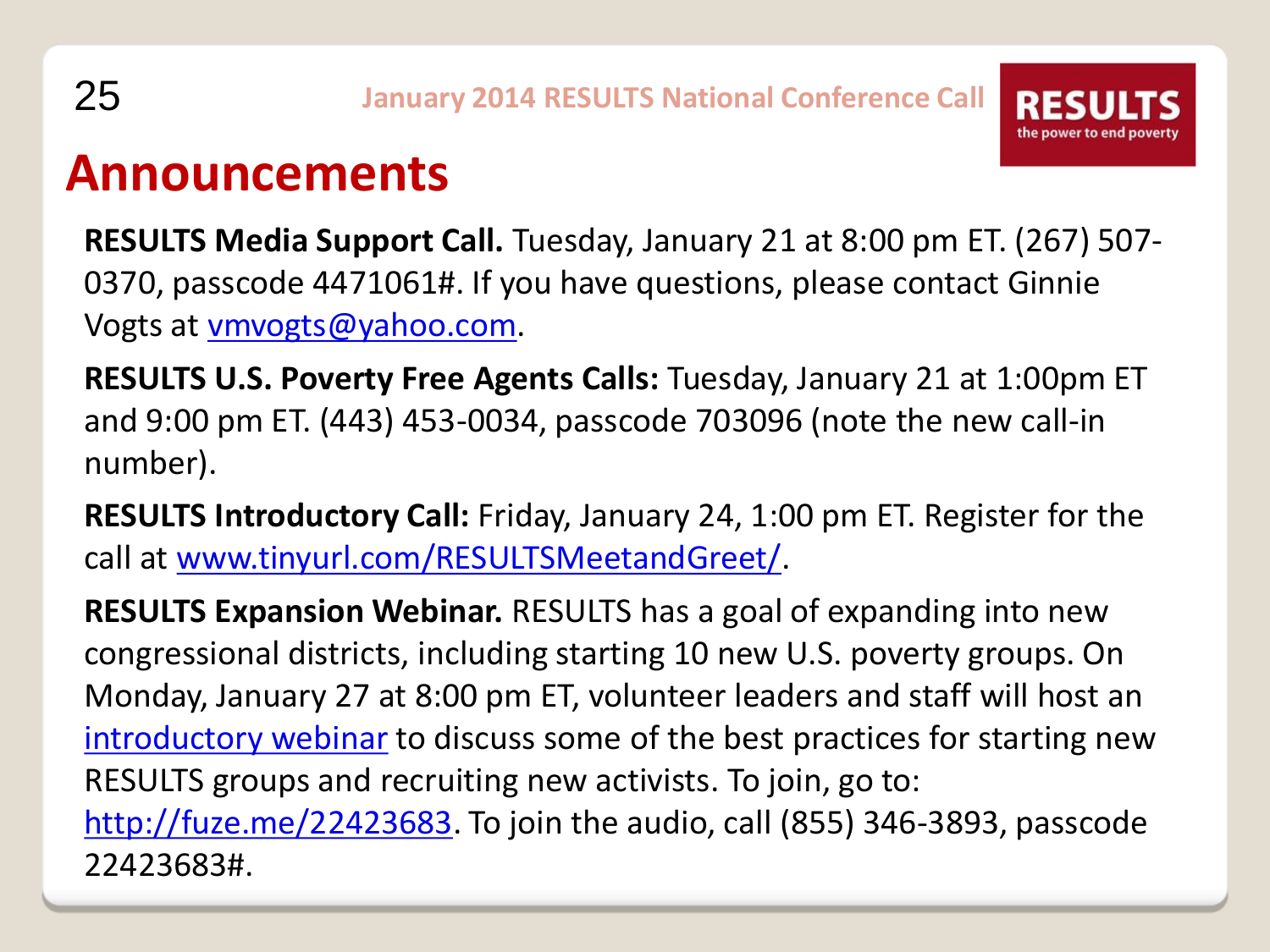# Announcements

**RESULTS Media Support Call.** Tuesday, January 21 at 8:00 pm ET. (267) 507-0370, passcode 4471061#. If you have questions, please contact Ginnie Vogts at vmvogts@yahoo.com.

**RESULTS U.S. Poverty Free Agents Calls:** Tuesday, January 21 at 1:00pm ET and 9:00 pm ET. (443) 453-0034, passcode 703096 (note the new call-in number).

**RESULTS Introductory Call:** Friday, January 24, 1:00 pm ET. Register for the call at www.tinyurl.com/RESULTSMeetandGreet/.

**RESULTS Expansion Webinar.** RESULTS has a goal of expanding into new congressional districts, including starting 10 new U.S. poverty groups. On Monday, January 27 at 8:00 pm ET, volunteer leaders and staff will host an introductory webinar to discuss some of the best practices for starting new RESULTS groups and recruiting new activists. To join, go to: http://fuze.me/22423683. To join the audio, call (855) 346-3893, passcode 22423683#.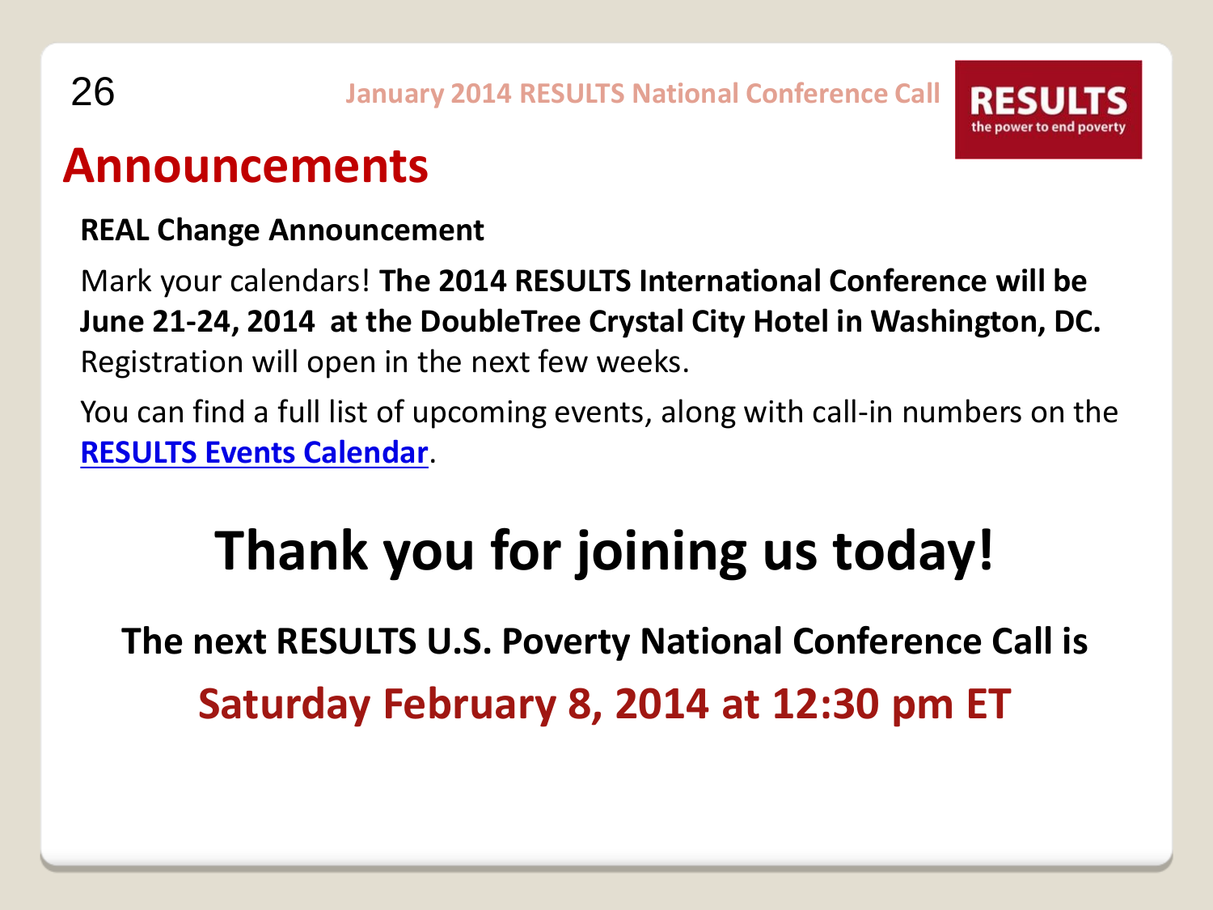# Announcements

**REAL Change Announcement**

Mark your calendars! **The 2014 RESULTS International Conference will be June 21-24, 2014 at the DoubleTree Crystal City Hotel in Washington, DC.** Registration will open in the next few weeks.

You can find a full list of upcoming events, along with call-in numbers on the RESULTS Events Calendar.

## Thank you for joining us today!

**The next RESULTS U.S. Poverty National Conference Call is**

**Saturday February 8, 2014 at 12:30 pm ET**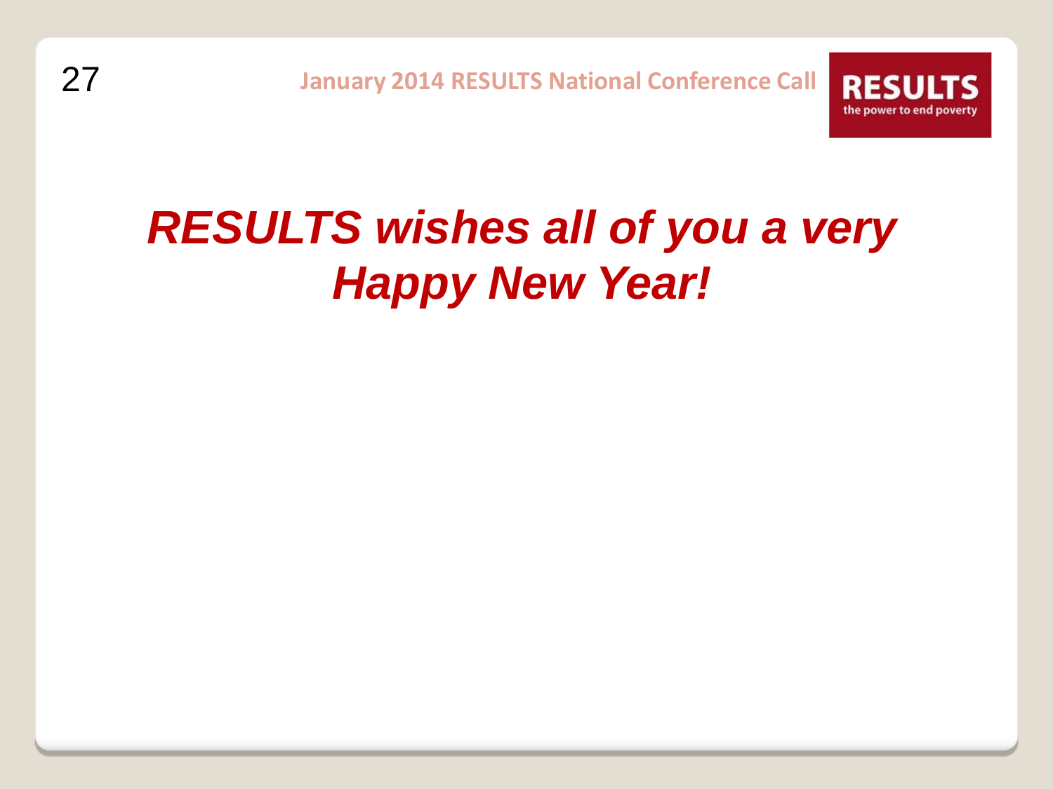***RESULTS wishes all of you a very Happy New Year!***